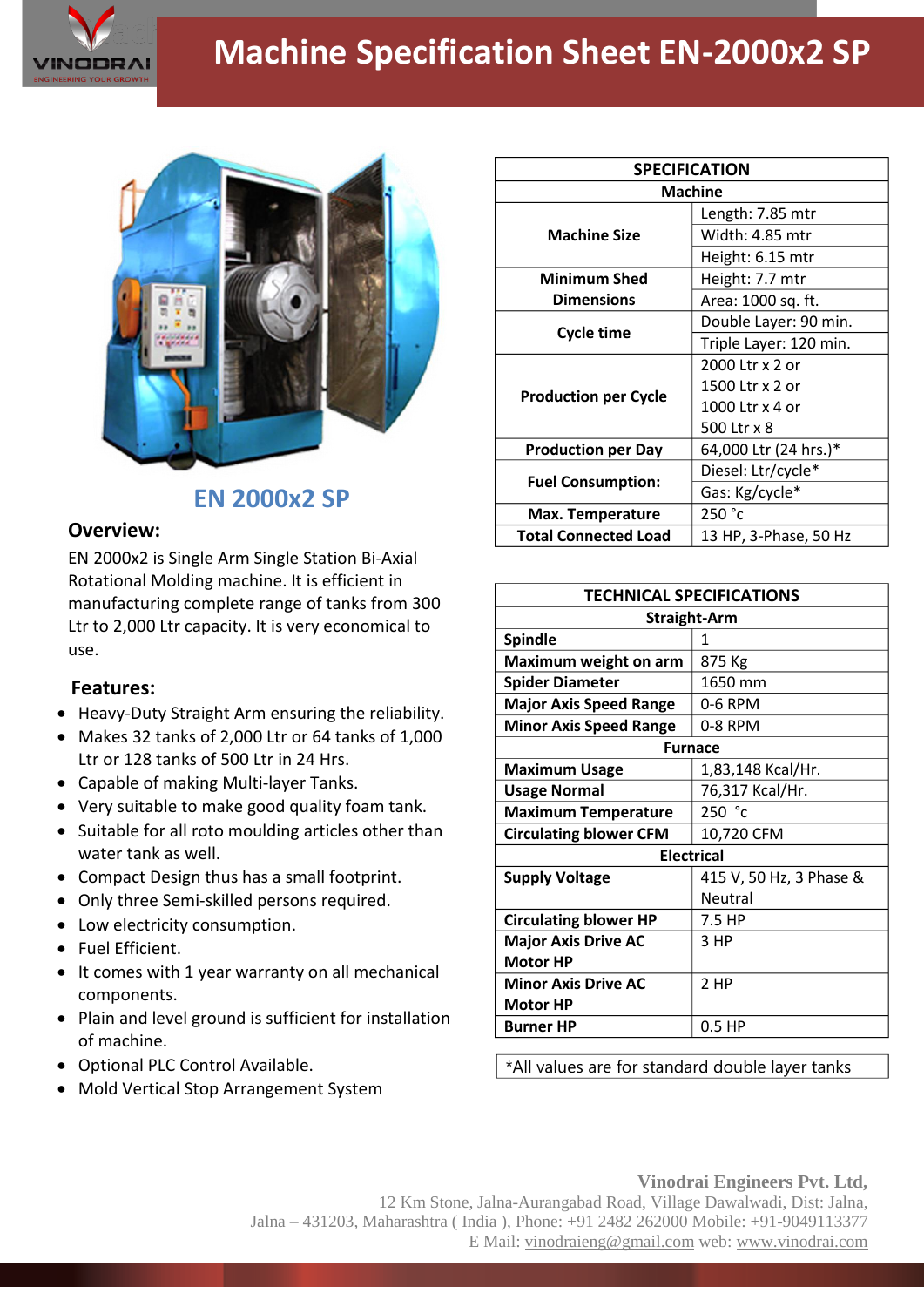# Machine Specification Sheet EN-2000x2 SP

## EN 2000x2 SP

### Overview:

EN 2000x2 is Single Arm Single Station Bi-Axial Rotational Molding machine. It is efficient in manufacturing complete range of tanks from 300 Ltr to 2,000 Ltr capacity. It is very economical to use.

### Features:

- Heavy-Duty Straight Arm ensuring the reliability.
- Makes 32 tanks of 2,000 Ltr or 64 tanks of 1,000 Ltr or 128 tanks of 500 Ltr in 24 Hrs.
- Capable of making Multi-layer Tanks.
- Very suitable to make good quality foam tank.
- Suitable for all roto moulding articles other than water tank as well.
- Compact Design thus has a small footprint.
- Only three Semi-skilled persons required.
- Low electricity consumption.
- Fuel Efficient.
- It comes with 1 year warranty on all mechanical components.
- Plain and level ground is sufficient for installation of machine.
- Optional PLC Control Available.
- Mold Vertical Stop Arrangement System

| SPECIFICATION | |
|---|---|
| **Machine** | |
| **Machine Size** | Length: 7.85 mtr |
| | Width: 4.85 mtr |
| | Height: 6.15 mtr |
| **Minimum Shed Dimensions** | Height: 7.7 mtr |
| | Area: 1000 sq. ft. |
| **Cycle time** | Double Layer: 90 min. |
| | Triple Layer: 120 min. |
| **Production per Cycle** | 2000 Ltr x 2 or<br>1500 Ltr x 2 or<br>1000 Ltr x 4 or<br>500 Ltr x 8 |
| **Production per Day** | 64,000 Ltr (24 hrs.)* |
| **Fuel Consumption:** | Diesel: Ltr/cycle* |
| | Gas: Kg/cycle* |
| **Max. Temperature** | 250 °c |
| **Total Connected Load** | 13 HP, 3-Phase, 50 Hz |

| TECHNICAL SPECIFICATIONS | |
|---|---|
| **Straight-Arm** | |
| **Spindle** | 1 |
| **Maximum weight on arm** | 875 Kg |
| **Spider Diameter** | 1650 mm |
| **Major Axis Speed Range** | 0-6 RPM |
| **Minor Axis Speed Range** | 0-8 RPM |
| **Furnace** | |
| **Maximum Usage** | 1,83,148 Kcal/Hr. |
| **Usage Normal** | 76,317 Kcal/Hr. |
| **Maximum Temperature** | 250 °c |
| **Circulating blower CFM** | 10,720 CFM |
| **Electrical** | |
| **Supply Voltage** | 415 V, 50 Hz, 3 Phase & Neutral |
| **Circulating blower HP** | 7.5 HP |
| **Major Axis Drive AC Motor HP** | 3 HP |
| **Minor Axis Drive AC Motor HP** | 2 HP |
| **Burner HP** | 0.5 HP |

*All values are for standard double layer tanks

**Vinodrai Engineers Pvt. Ltd,**
12 Km Stone, Jalna-Aurangabad Road, Village Dawalwadi, Dist: Jalna,
Jalna – 431203, Maharashtra ( India ), Phone: +91 2482 262000 Mobile: +91-9049113377
E Mail: vinodraieng@gmail.com web: www.vinodrai.com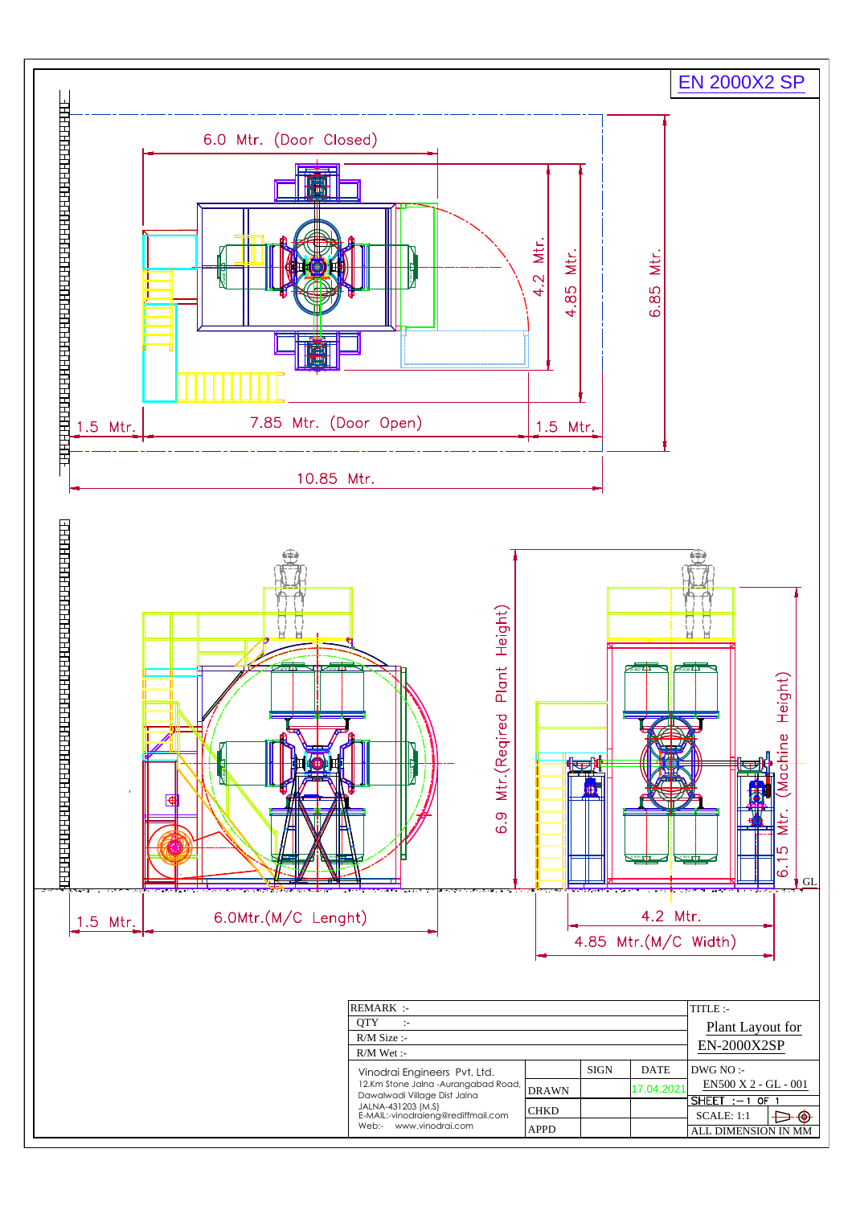# EN 2000X2 SP

6.0 Mtr. (Door Closed)

4.2 Mtr.

4.85 Mtr.

6.85 Mtr.

1.5 Mtr.

7.85 Mtr. (Door Open)

1.5 Mtr.

10.85 Mtr.

6.9 Mtr.(Regired Plant Height)

6.15 Mtr. (Machine Height)

GL

1.5 Mtr.

6.0Mtr.(M/C Lenght)

4.2 Mtr.

4.85 Mtr.(M/C Width)

| | | | | |
|---|---|---|---|---|
| REMARK :- | | | | TITLE :- Plant Layout for EN-2000X2SP |
| QTY :- | | | | |
| R/M Size :- | | | | |
| R/M Wet :- | | | | |
| Vinodrai Engineers Pvt. Ltd. 12.Km Stone Jalna -Aurangabad Road, Dawalwadi Village Dist Jalna JALNA-431203 (M.S) E-MAIL:-vinodraieng@rediffmail.com Web:- www.vinodrai.com | | SIGN | DATE | DWG NO :- EN500 X 2 - GL - 001 |
| | DRAWN | | 17.04.2021 | SHEET :- 1 OF 1 |
| | CHKD | | | SCALE: 1:1 |
| | APPD | | | ALL DIMENSION IN MM |